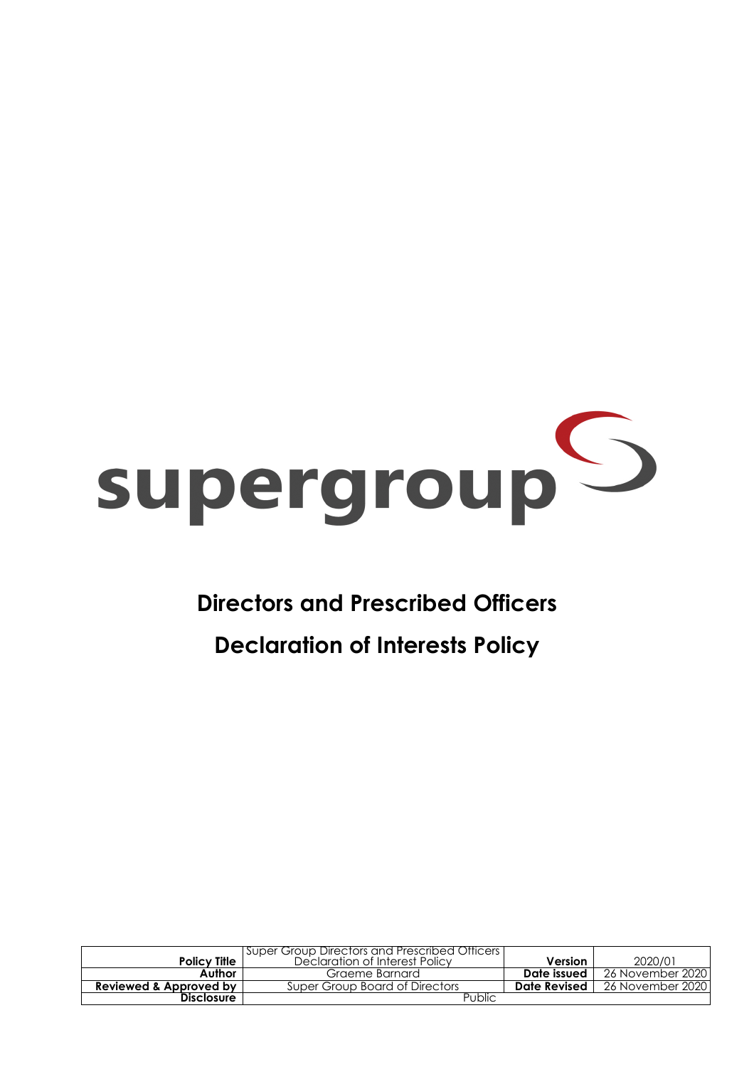supergroup

# Directors and Prescribed Officers

# Declaration of Interests Policy

| Policy Title | Super Group Directors and Prescribed Officers Declaration of Interest Policy | Version | 2020/01 |
|---|---|---|---|
| Author | Graeme Barnard | Date issued | 26 November 2020 |
| Reviewed & Approved by | Super Group Board of Directors | Date Revised | 26 November 2020 |
| Disclosure | Public | | |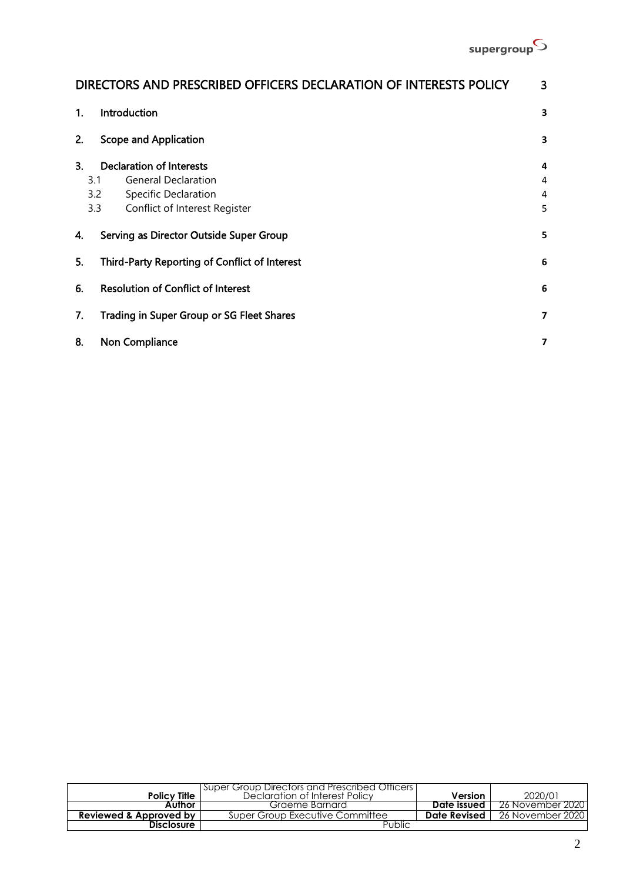| DIRECTORS AND PRESCRIBED OFFICERS DECLARATION OF INTERESTS POLICY | | 3 |
|---|---|---|
| 1. | Introduction | 3 |
| 2. | Scope and Application | 3 |
| 3. | Declaration of Interests | 4 |
| 3.1 | General Declaration | 4 |
| 3.2 | Specific Declaration | 4 |
| 3.3 | Conflict of Interest Register | 5 |
| 4. | Serving as Director Outside Super Group | 5 |
| 5. | Third-Party Reporting of Conflict of Interest | 6 |
| 6. | Resolution of Conflict of Interest | 6 |
| 7. | Trading in Super Group or SG Fleet Shares | 7 |
| 8. | Non Compliance | 7 |

| Policy Title | Super Group Directors and Prescribed Officers Declaration of Interest Policy | Version | 2020/01 |
|---|---|---|---|
| Author | Graeme Barnard | Date Issued | 26 November 2020 |
| Reviewed & Approved by | Super Group Executive Committee | Date Revised | 26 November 2020 |
| Disclosure | Public | | |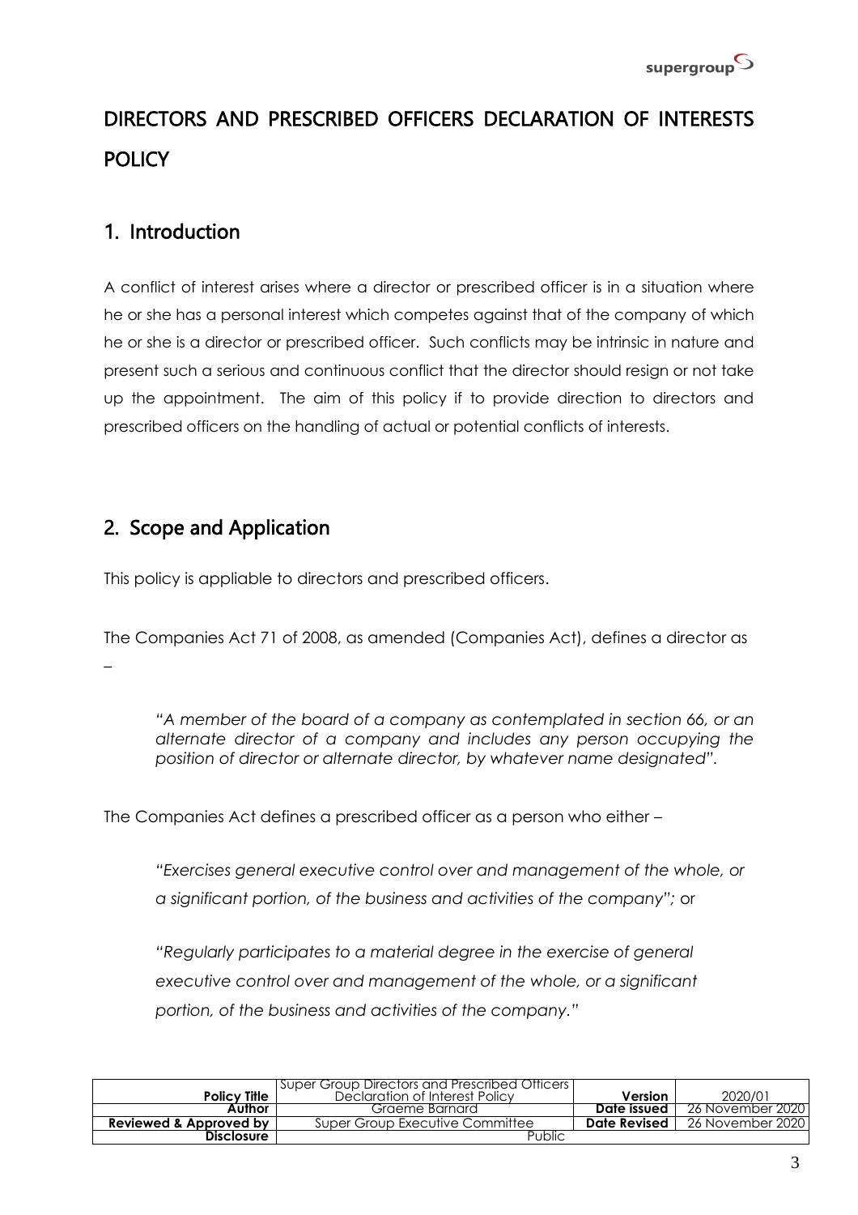# DIRECTORS AND PRESCRIBED OFFICERS DECLARATION OF INTERESTS POLICY

## 1. Introduction

A conflict of interest arises where a director or prescribed officer is in a situation where he or she has a personal interest which competes against that of the company of which he or she is a director or prescribed officer. Such conflicts may be intrinsic in nature and present such a serious and continuous conflict that the director should resign or not take up the appointment. The aim of this policy if to provide direction to directors and prescribed officers on the handling of actual or potential conflicts of interests.

## 2. Scope and Application

This policy is appliable to directors and prescribed officers.

The Companies Act 71 of 2008, as amended (Companies Act), defines a director as –

> *"A member of the board of a company as contemplated in section 66, or an alternate director of a company and includes any person occupying the position of director or alternate director, by whatever name designated".*

The Companies Act defines a prescribed officer as a person who either –

> *"Exercises general executive control over and management of the whole, or a significant portion, of the business and activities of the company";* or
>
> *"Regularly participates to a material degree in the exercise of general executive control over and management of the whole, or a significant portion, of the business and activities of the company."*

| Policy Title | Super Group Directors and Prescribed Officers Declaration of Interest Policy | Version | 2020/01 |
|---|---|---|---|
| Author | Graeme Barnard | Date Issued | 26 November 2020 |
| Reviewed & Approved by | Super Group Executive Committee | Date Revised | 26 November 2020 |
| Disclosure | Public | | |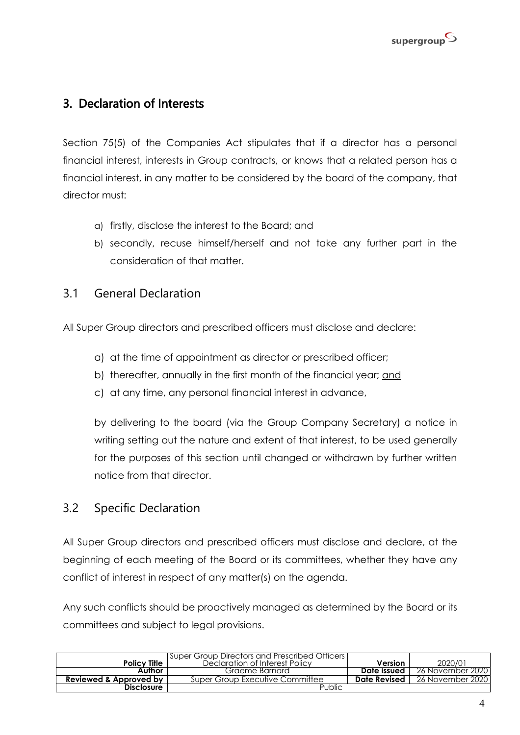## 3. Declaration of Interests

Section 75(5) of the Companies Act stipulates that if a director has a personal financial interest, interests in Group contracts, or knows that a related person has a financial interest, in any matter to be considered by the board of the company, that director must:

a) firstly, disclose the interest to the Board; and
b) secondly, recuse himself/herself and not take any further part in the consideration of that matter.

### 3.1 General Declaration

All Super Group directors and prescribed officers must disclose and declare:

a) at the time of appointment as director or prescribed officer;
b) thereafter, annually in the first month of the financial year; and
c) at any time, any personal financial interest in advance,

by delivering to the board (via the Group Company Secretary) a notice in writing setting out the nature and extent of that interest, to be used generally for the purposes of this section until changed or withdrawn by further written notice from that director.

### 3.2 Specific Declaration

All Super Group directors and prescribed officers must disclose and declare, at the beginning of each meeting of the Board or its committees, whether they have any conflict of interest in respect of any matter(s) on the agenda.

Any such conflicts should be proactively managed as determined by the Board or its committees and subject to legal provisions.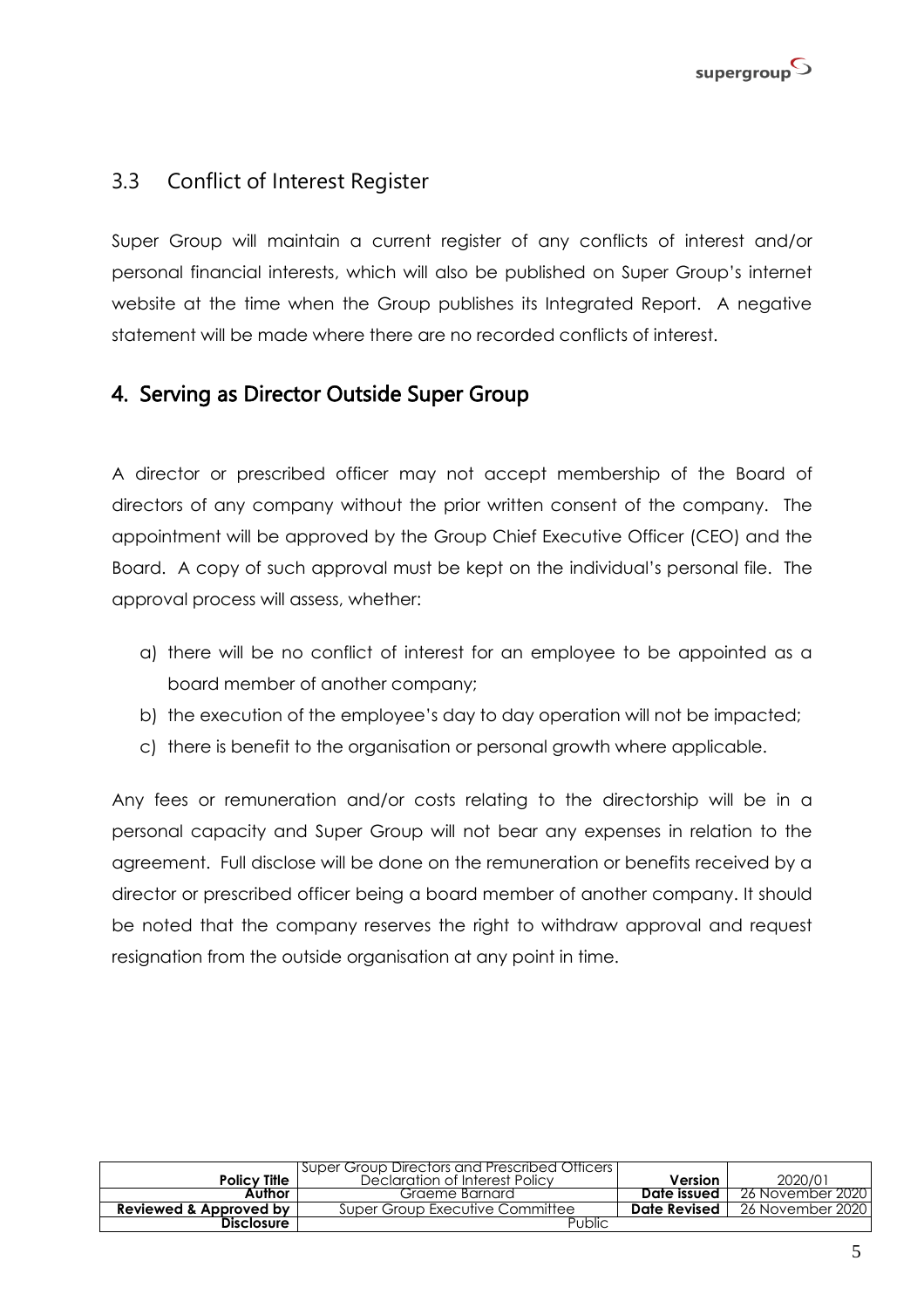## 3.3 Conflict of Interest Register

Super Group will maintain a current register of any conflicts of interest and/or personal financial interests, which will also be published on Super Group's internet website at the time when the Group publishes its Integrated Report. A negative statement will be made where there are no recorded conflicts of interest.

## 4. Serving as Director Outside Super Group

A director or prescribed officer may not accept membership of the Board of directors of any company without the prior written consent of the company. The appointment will be approved by the Group Chief Executive Officer (CEO) and the Board. A copy of such approval must be kept on the individual's personal file. The approval process will assess, whether:

a) there will be no conflict of interest for an employee to be appointed as a board member of another company;
b) the execution of the employee's day to day operation will not be impacted;
c) there is benefit to the organisation or personal growth where applicable.

Any fees or remuneration and/or costs relating to the directorship will be in a personal capacity and Super Group will not bear any expenses in relation to the agreement. Full disclose will be done on the remuneration or benefits received by a director or prescribed officer being a board member of another company. It should be noted that the company reserves the right to withdraw approval and request resignation from the outside organisation at any point in time.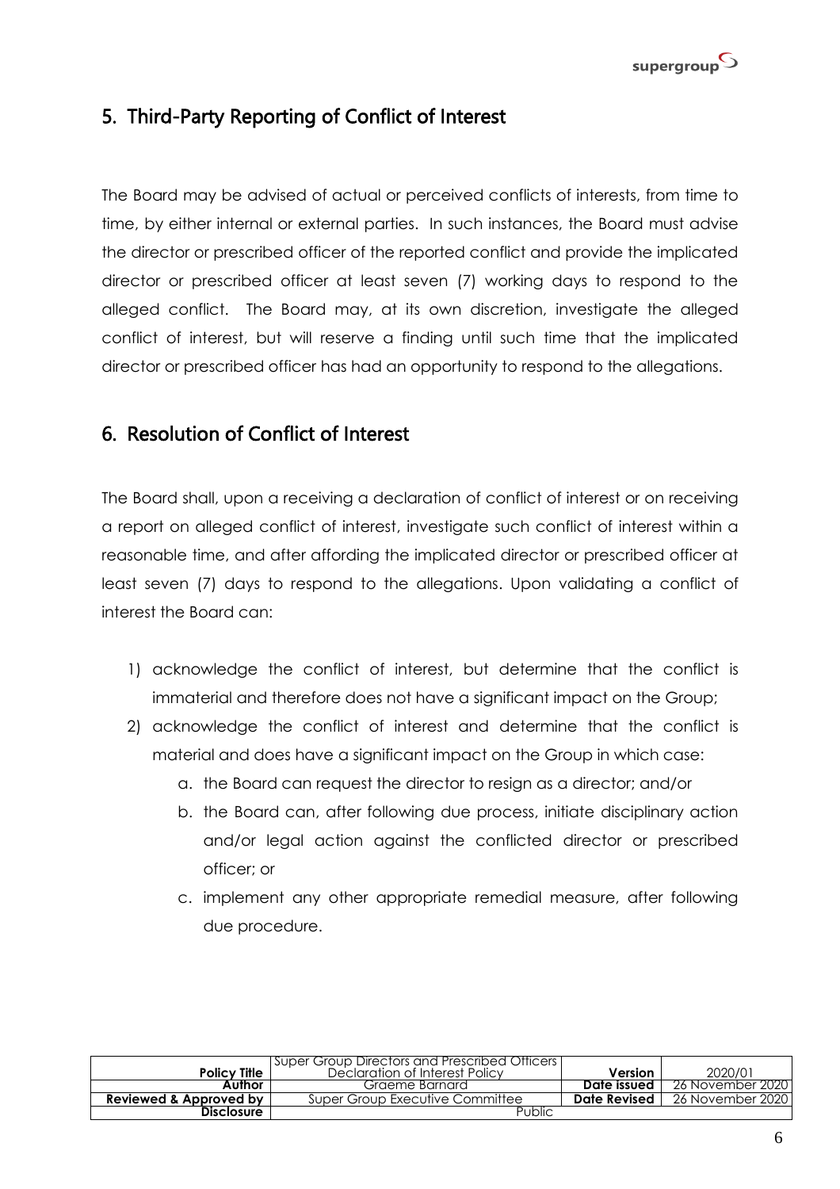## 5. Third-Party Reporting of Conflict of Interest

The Board may be advised of actual or perceived conflicts of interests, from time to time, by either internal or external parties. In such instances, the Board must advise the director or prescribed officer of the reported conflict and provide the implicated director or prescribed officer at least seven (7) working days to respond to the alleged conflict. The Board may, at its own discretion, investigate the alleged conflict of interest, but will reserve a finding until such time that the implicated director or prescribed officer has had an opportunity to respond to the allegations.

## 6. Resolution of Conflict of Interest

The Board shall, upon a receiving a declaration of conflict of interest or on receiving a report on alleged conflict of interest, investigate such conflict of interest within a reasonable time, and after affording the implicated director or prescribed officer at least seven (7) days to respond to the allegations. Upon validating a conflict of interest the Board can:

1) acknowledge the conflict of interest, but determine that the conflict is immaterial and therefore does not have a significant impact on the Group;
2) acknowledge the conflict of interest and determine that the conflict is material and does have a significant impact on the Group in which case:
    a. the Board can request the director to resign as a director; and/or
    b. the Board can, after following due process, initiate disciplinary action and/or legal action against the conflicted director or prescribed officer; or
    c. implement any other appropriate remedial measure, after following due procedure.

| **Policy Title** | Super Group Directors and Prescribed Officers Declaration of Interest Policy | **Version** | 2020/01 |
|---|---|---|---|
| **Author** | Graeme Barnard | **Date Issued** | 26 November 2020 |
| **Reviewed & Approved by** | Super Group Executive Committee | **Date Revised** | 26 November 2020 |
| **Disclosure** | Public | | |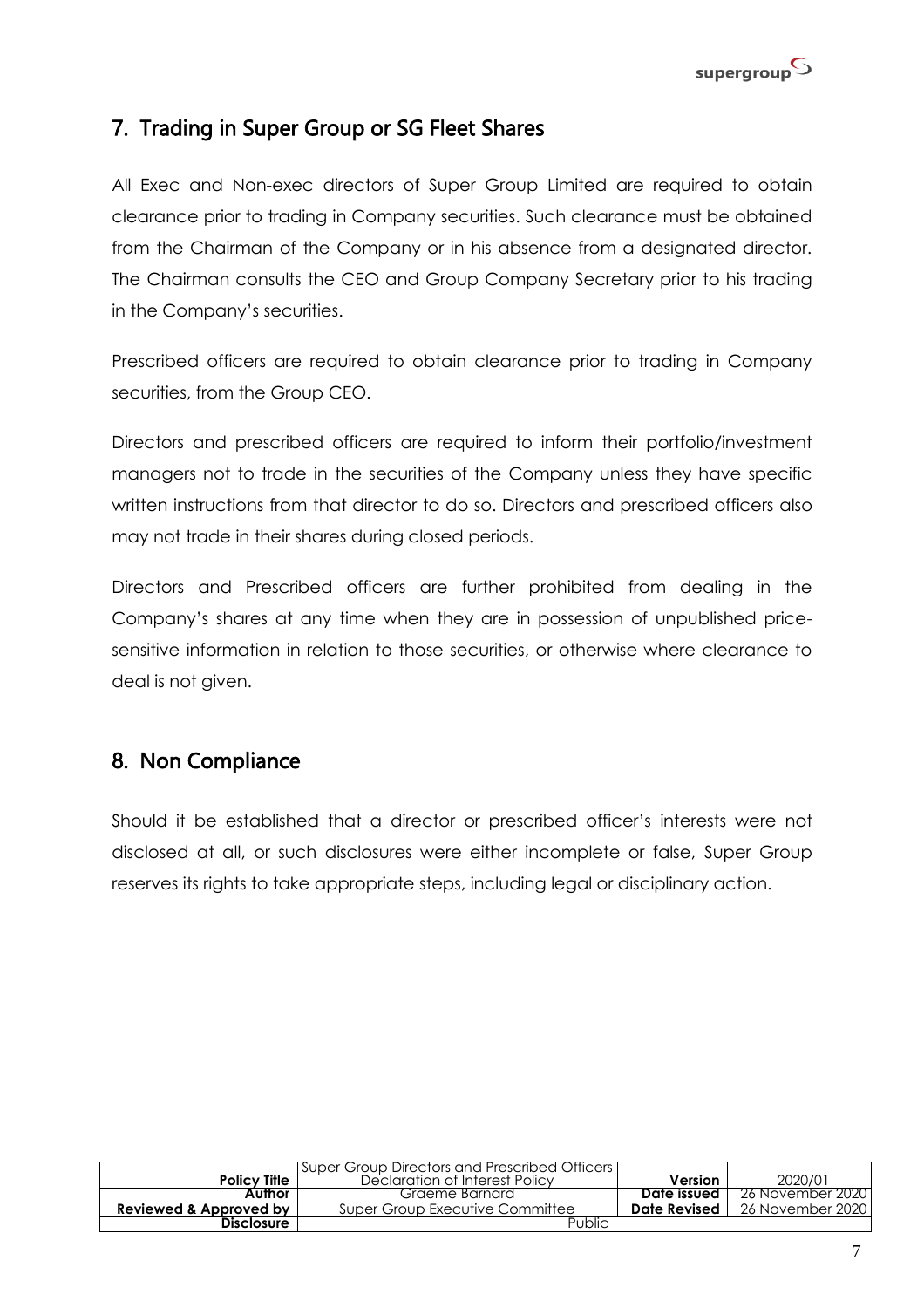## 7. Trading in Super Group or SG Fleet Shares

All Exec and Non-exec directors of Super Group Limited are required to obtain clearance prior to trading in Company securities. Such clearance must be obtained from the Chairman of the Company or in his absence from a designated director. The Chairman consults the CEO and Group Company Secretary prior to his trading in the Company's securities.

Prescribed officers are required to obtain clearance prior to trading in Company securities, from the Group CEO.

Directors and prescribed officers are required to inform their portfolio/investment managers not to trade in the securities of the Company unless they have specific written instructions from that director to do so. Directors and prescribed officers also may not trade in their shares during closed periods.

Directors and Prescribed officers are further prohibited from dealing in the Company's shares at any time when they are in possession of unpublished price-sensitive information in relation to those securities, or otherwise where clearance to deal is not given.

## 8. Non Compliance

Should it be established that a director or prescribed officer's interests were not disclosed at all, or such disclosures were either incomplete or false, Super Group reserves its rights to take appropriate steps, including legal or disciplinary action.

| | | | |
|---|---|---|---|
| **Policy Title** | Super Group Directors and Prescribed Officers Declaration of Interest Policy | **Version** | 2020/01 |
| **Author** | Graeme Barnard | **Date Issued** | 26 November 2020 |
| **Reviewed & Approved by** | Super Group Executive Committee | **Date Revised** | 26 November 2020 |
| **Disclosure** | Public | | |